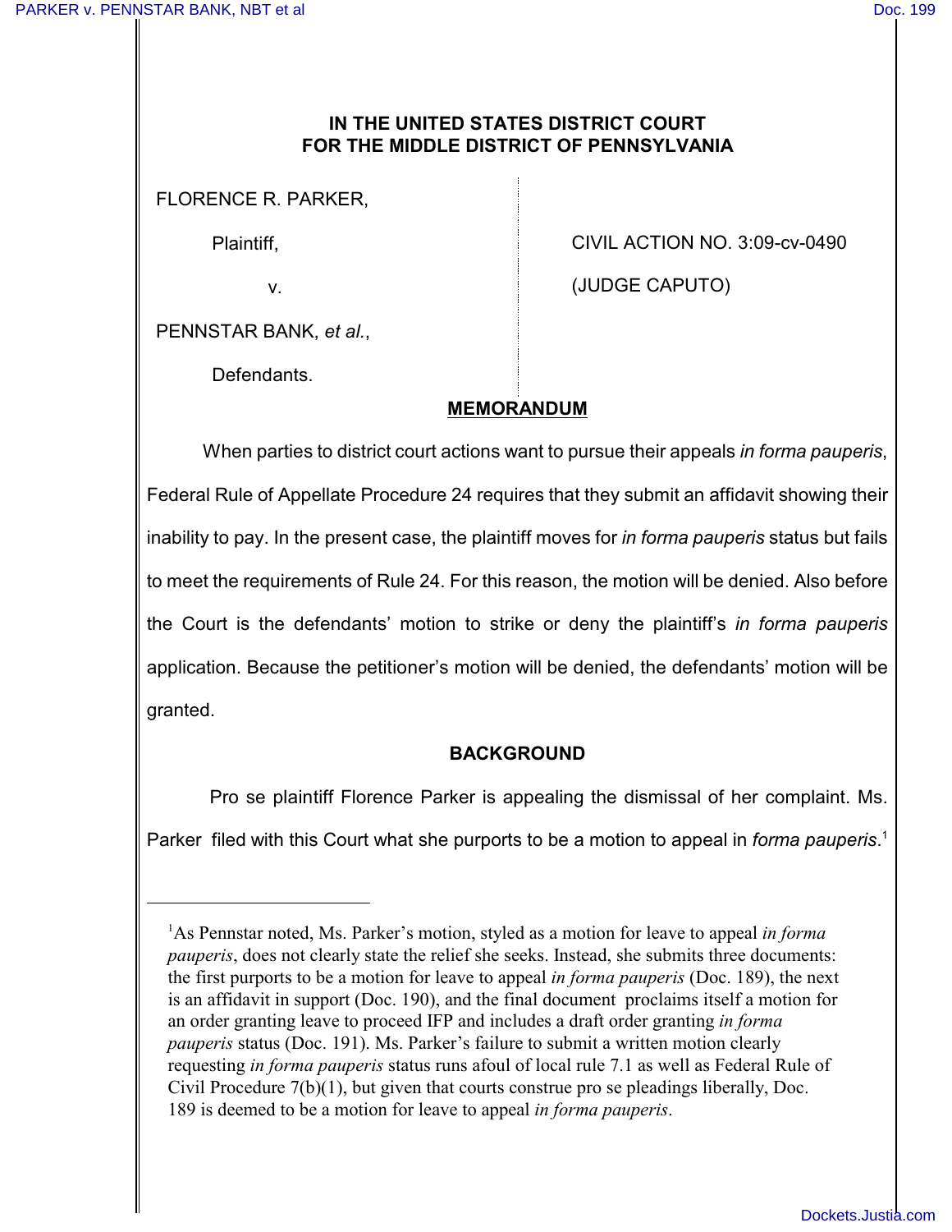**IN THE UNITED STATES DISTRICT COURT**
**FOR THE MIDDLE DISTRICT OF PENNSYLVANIA**

| | |
|---|---|
| FLORENCE R. PARKER, | |
| Plaintiff, | CIVIL ACTION NO. 3:09-cv-0490 |
| v. | (JUDGE CAPUTO) |
| PENNSTAR BANK, *et al.*, | |
| Defendants. | |

## MEMORANDUM

When parties to district court actions want to pursue their appeals *in forma pauperis*, Federal Rule of Appellate Procedure 24 requires that they submit an affidavit showing their inability to pay. In the present case, the plaintiff moves for *in forma pauperis* status but fails to meet the requirements of Rule 24. For this reason, the motion will be denied. Also before the Court is the defendants' motion to strike or deny the plaintiff's *in forma pauperis* application. Because the petitioner's motion will be denied, the defendants' motion will be granted.

### BACKGROUND

Pro se plaintiff Florence Parker is appealing the dismissal of her complaint. Ms. Parker filed with this Court what she purports to be a motion to appeal in *forma pauperis*.[1]

---

[1]As Pennstar noted, Ms. Parker's motion, styled as a motion for leave to appeal *in forma pauperis*, does not clearly state the relief she seeks. Instead, she submits three documents: the first purports to be a motion for leave to appeal *in forma pauperis* (Doc. 189), the next is an affidavit in support (Doc. 190), and the final document proclaims itself a motion for an order granting leave to proceed IFP and includes a draft order granting *in forma pauperis* status (Doc. 191). Ms. Parker's failure to submit a written motion clearly requesting *in forma pauperis* status runs afoul of local rule 7.1 as well as Federal Rule of Civil Procedure 7(b)(1), but given that courts construe pro se pleadings liberally, Doc. 189 is deemed to be a motion for leave to appeal *in forma pauperis*.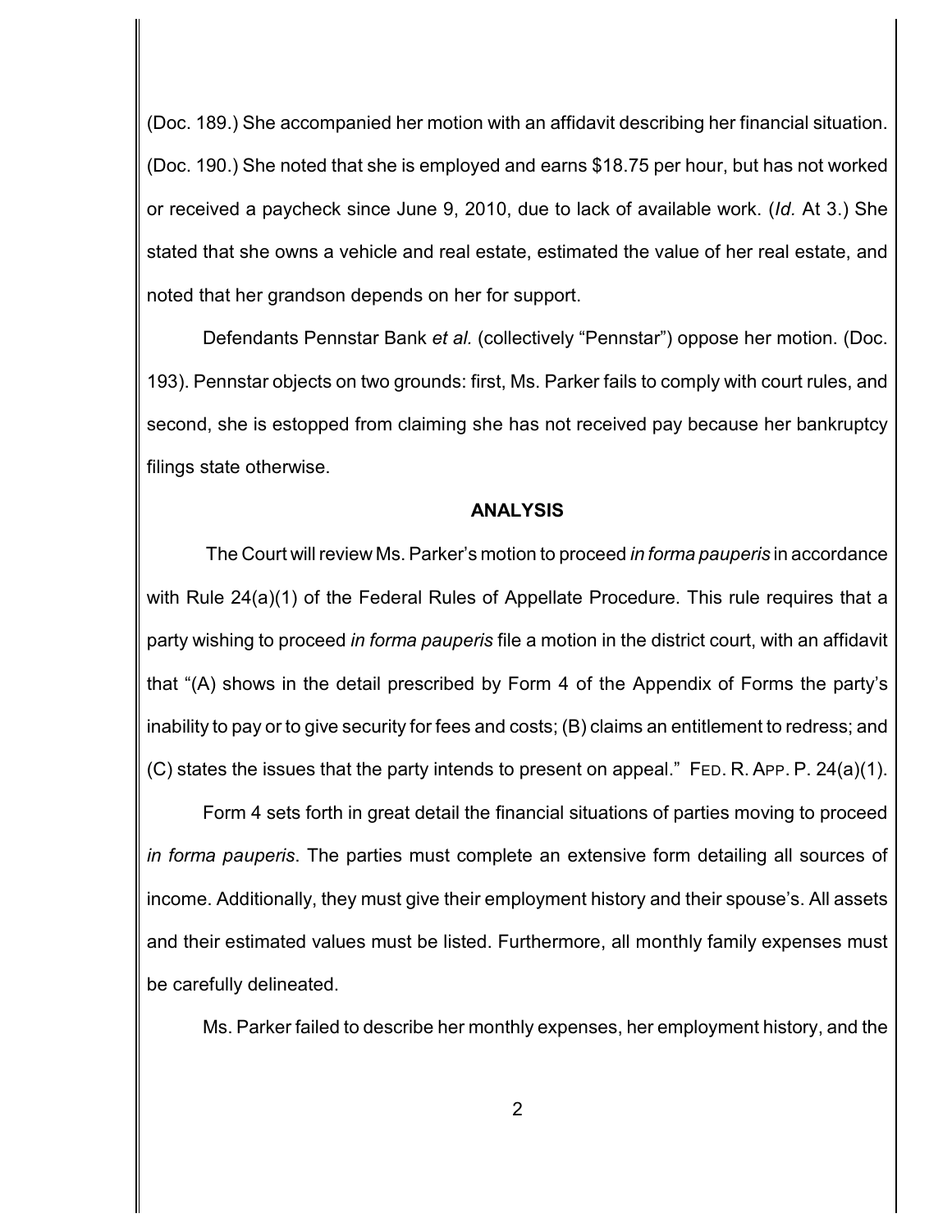(Doc. 189.) She accompanied her motion with an affidavit describing her financial situation. (Doc. 190.) She noted that she is employed and earns $18.75 per hour, but has not worked or received a paycheck since June 9, 2010, due to lack of available work. (*Id.* At 3.) She stated that she owns a vehicle and real estate, estimated the value of her real estate, and noted that her grandson depends on her for support.

Defendants Pennstar Bank *et al.* (collectively "Pennstar") oppose her motion. (Doc. 193). Pennstar objects on two grounds: first, Ms. Parker fails to comply with court rules, and second, she is estopped from claiming she has not received pay because her bankruptcy filings state otherwise.

## ANALYSIS

The Court will review Ms. Parker's motion to proceed *in forma pauperis* in accordance with Rule 24(a)(1) of the Federal Rules of Appellate Procedure. This rule requires that a party wishing to proceed *in forma pauperis* file a motion in the district court, with an affidavit that "(A) shows in the detail prescribed by Form 4 of the Appendix of Forms the party's inability to pay or to give security for fees and costs; (B) claims an entitlement to redress; and (C) states the issues that the party intends to present on appeal." FED. R. APP. P. 24(a)(1).

Form 4 sets forth in great detail the financial situations of parties moving to proceed *in forma pauperis*. The parties must complete an extensive form detailing all sources of income. Additionally, they must give their employment history and their spouse's. All assets and their estimated values must be listed. Furthermore, all monthly family expenses must be carefully delineated.

Ms. Parker failed to describe her monthly expenses, her employment history, and the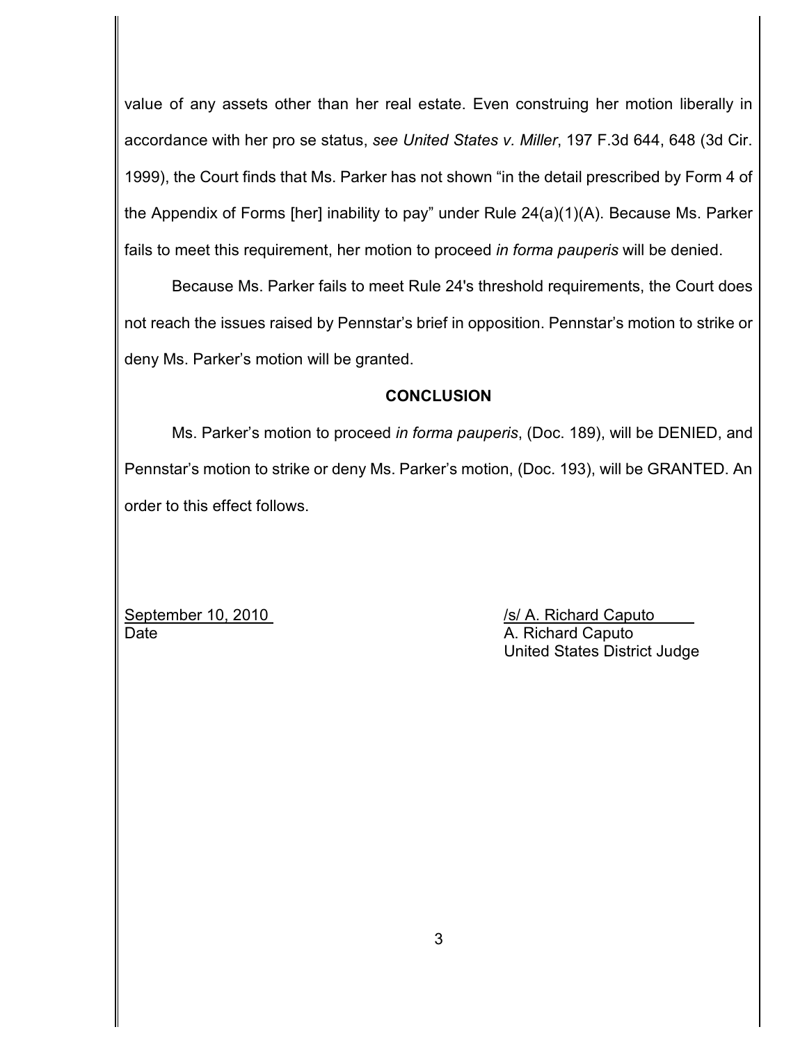value of any assets other than her real estate. Even construing her motion liberally in accordance with her pro se status, *see United States v. Miller*, 197 F.3d 644, 648 (3d Cir. 1999), the Court finds that Ms. Parker has not shown "in the detail prescribed by Form 4 of the Appendix of Forms [her] inability to pay" under Rule 24(a)(1)(A). Because Ms. Parker fails to meet this requirement, her motion to proceed *in forma pauperis* will be denied.

Because Ms. Parker fails to meet Rule 24's threshold requirements, the Court does not reach the issues raised by Pennstar's brief in opposition. Pennstar's motion to strike or deny Ms. Parker's motion will be granted.

**CONCLUSION**

Ms. Parker's motion to proceed *in forma pauperis*, (Doc. 189), will be DENIED, and Pennstar's motion to strike or deny Ms. Parker's motion, (Doc. 193), will be GRANTED. An order to this effect follows.

September 10, 2010
Date

/s/ A. Richard Caputo
A. Richard Caputo
United States District Judge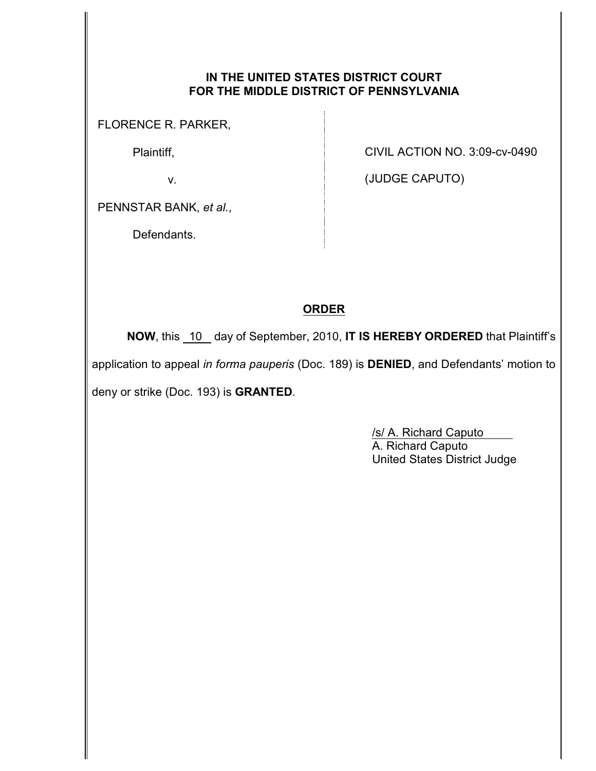**IN THE UNITED STATES DISTRICT COURT**
**FOR THE MIDDLE DISTRICT OF PENNSYLVANIA**

| | |
|---|---|
| FLORENCE R. PARKER,<br><br>Plaintiff,<br><br>v.<br><br>PENNSTAR BANK, *et al.*,<br><br>Defendants. | CIVIL ACTION NO. 3:09-cv-0490<br><br>(JUDGE CAPUTO) |

## ORDER

**NOW**, this 10 day of September, 2010, **IT IS HEREBY ORDERED** that Plaintiff's application to appeal *in forma pauperis* (Doc. 189) is **DENIED**, and Defendants' motion to deny or strike (Doc. 193) is **GRANTED**.

/s/ A. Richard Caputo
A. Richard Caputo
United States District Judge